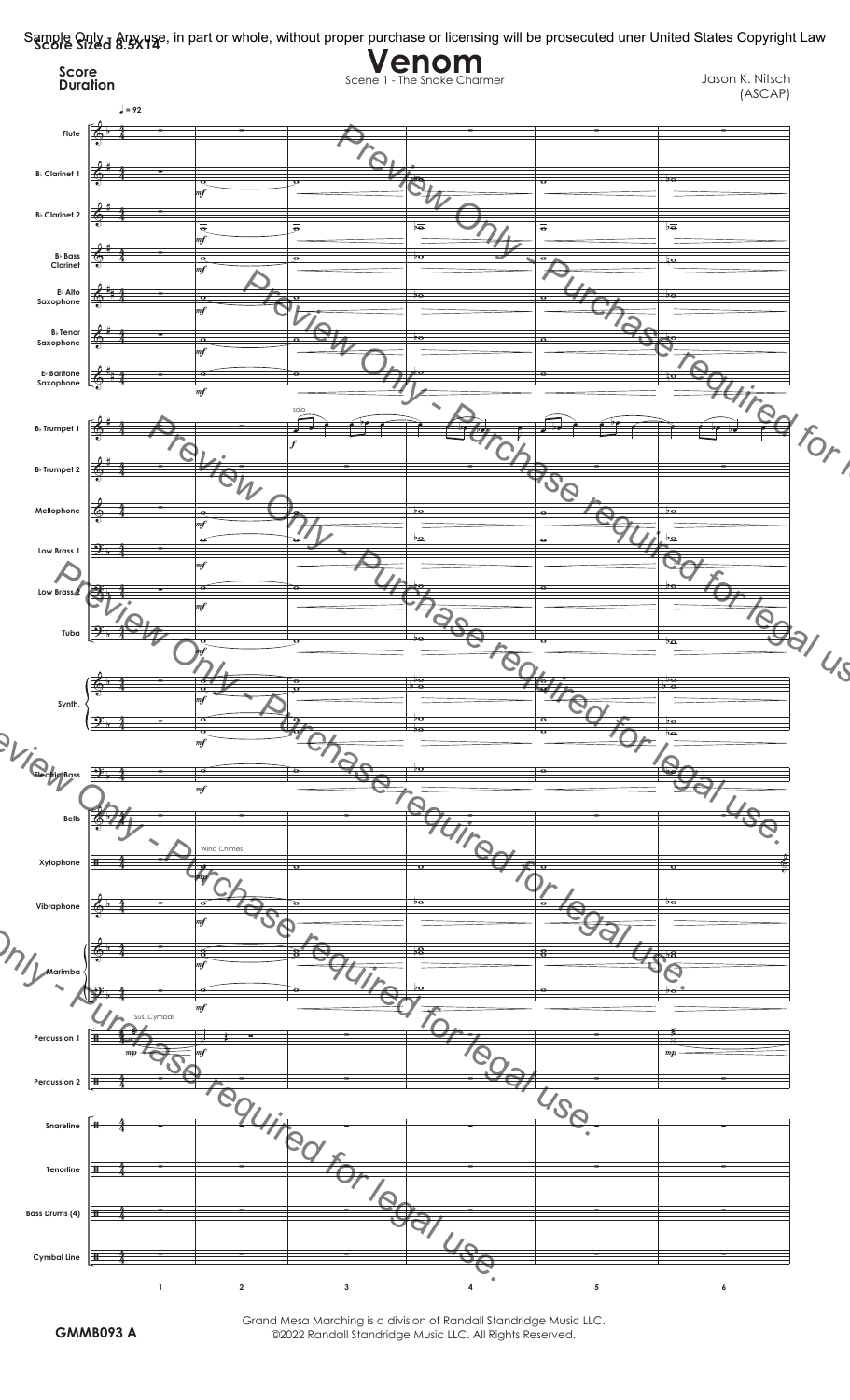Sample Only - Any use, in part or whole, without proper purchase or licensing will be prosecuted uner United States Copyright Law

Score Sized 8.5x14

**Score**
**Duration**

# Venom

Scene 1 - The Snake Charmer

Jason K. Nitsch
(ASCAP)

GMMB093 A

Grand Mesa Marching is a division of Randall Standridge Music LLC.
©2022 Randall Standridge Music LLC. All Rights Reserved.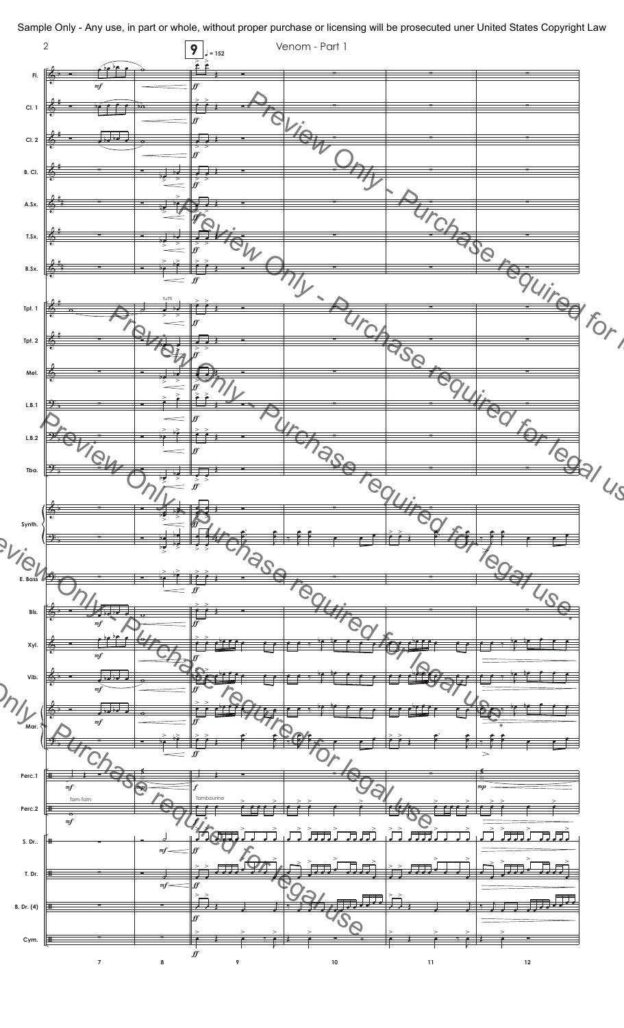Sample Only - Any use, in part or whole, without proper purchase or licensing will be prosecuted uner United States Copyright Law

Venom - Part 1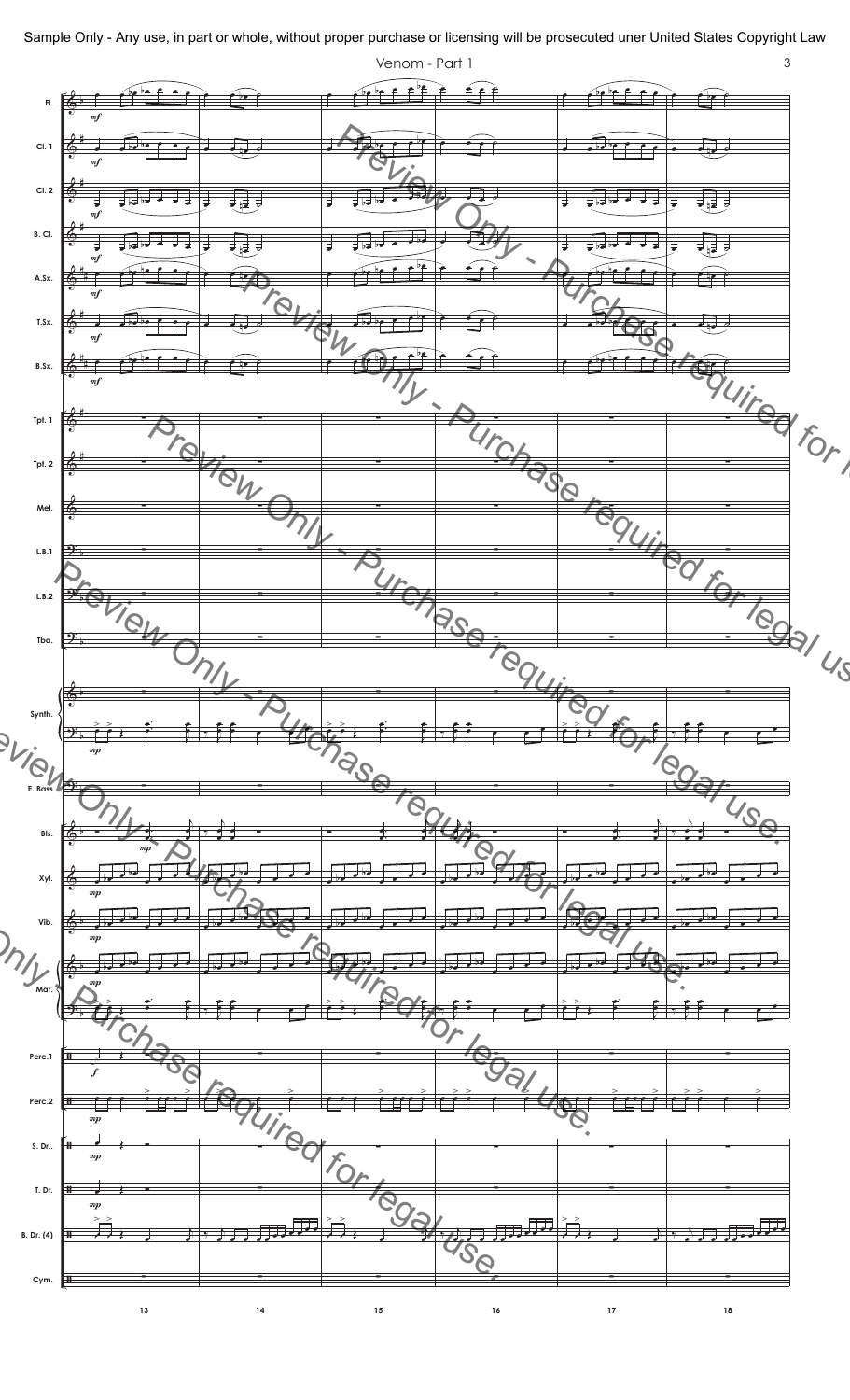Sample Only - Any use, in part or whole, without proper purchase or licensing will be prosecuted uner United States Copyright Law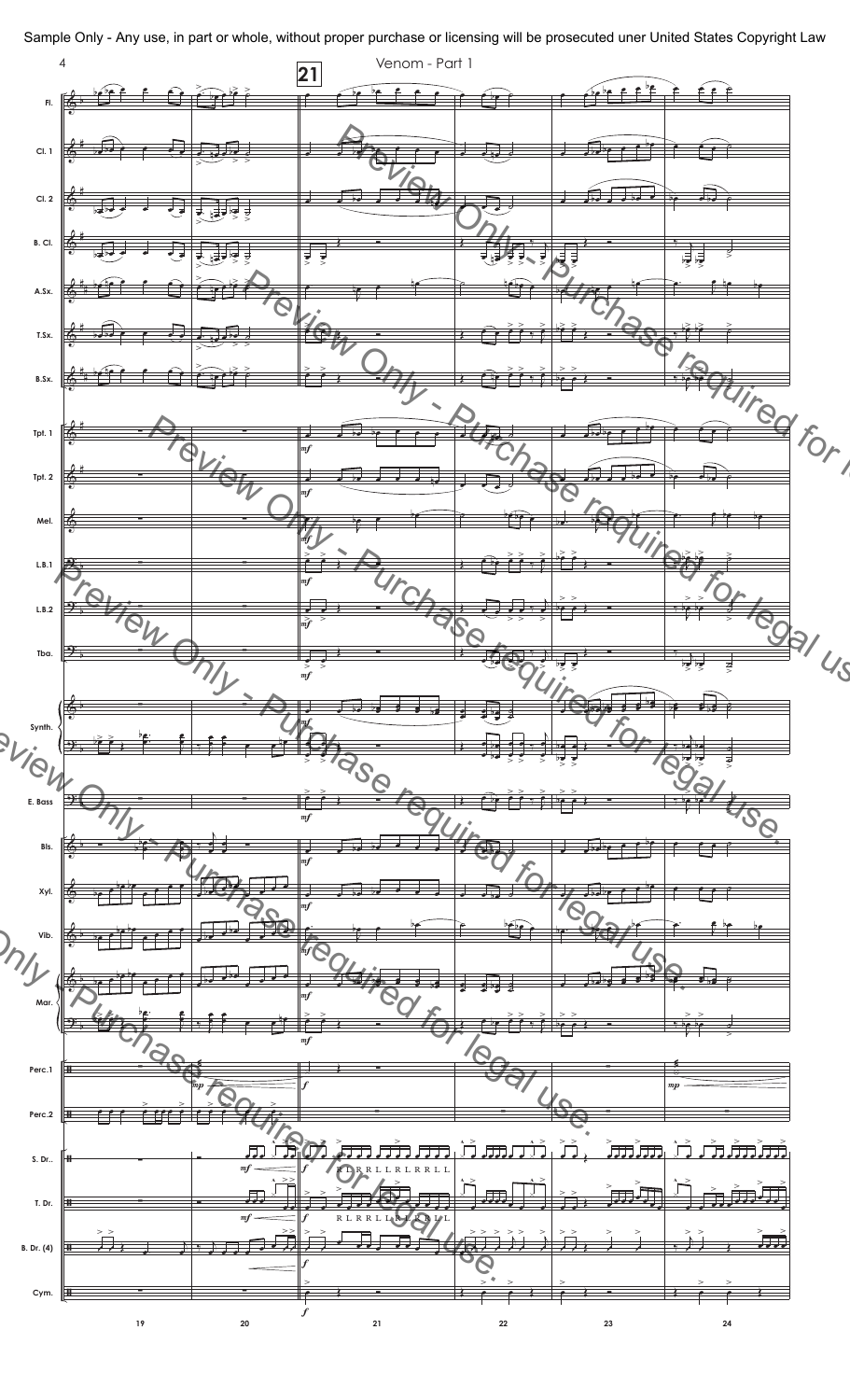Sample Only - Any use, in part or whole, without proper purchase or licensing will be prosecuted uner United States Copyright Law

Venom - Part 1

Preview Only - Purchase required for legal use.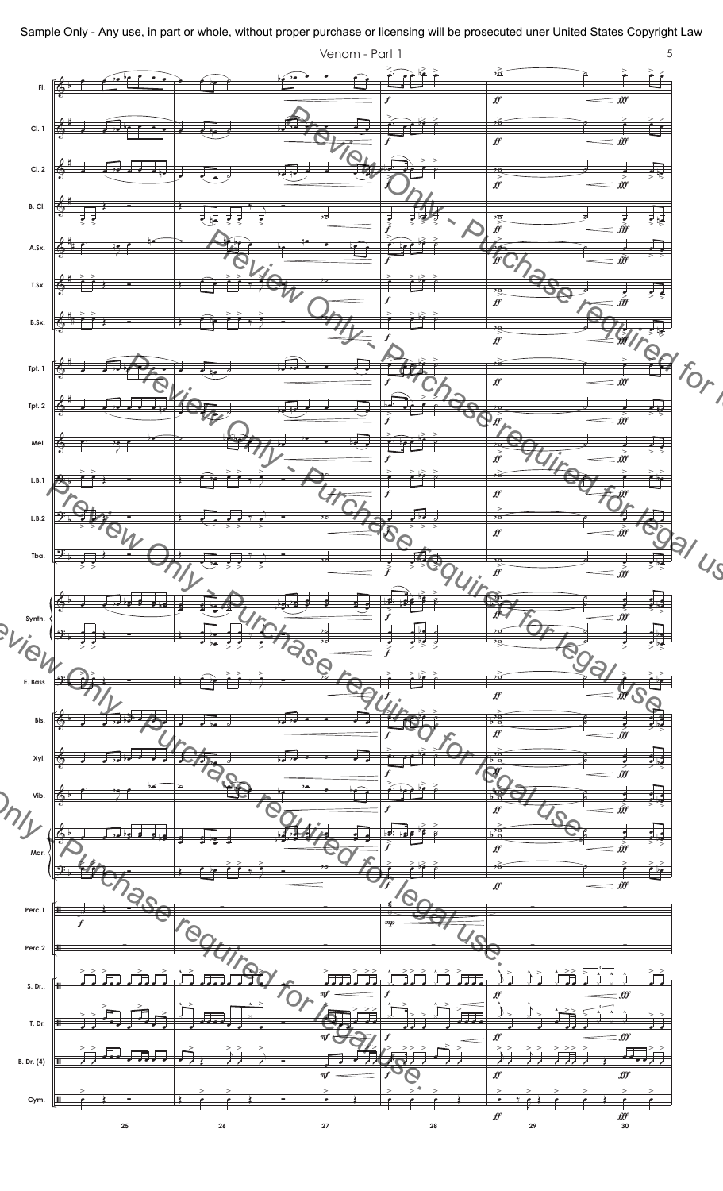Sample Only - Any use, in part or whole, without proper purchase or licensing will be prosecuted uner United States Copyright Law

Venom - Part 1

Fl.
Cl. 1
Cl. 2
B. Cl.
A.Sx.
T.Sx.
B.Sx.
Tpt. 1
Tpt. 2
Mel.
L.B.1
L.B.2
Tba.
Synth.
E. Bass
Bls.
Xyl.
Vib.
Mar.
Perc.1
Perc.2
S. Dr..
T. Dr.
B. Dr. (4)
Cym.

25 26 27 28 29 30

Preview Only - Purchase required for legal use.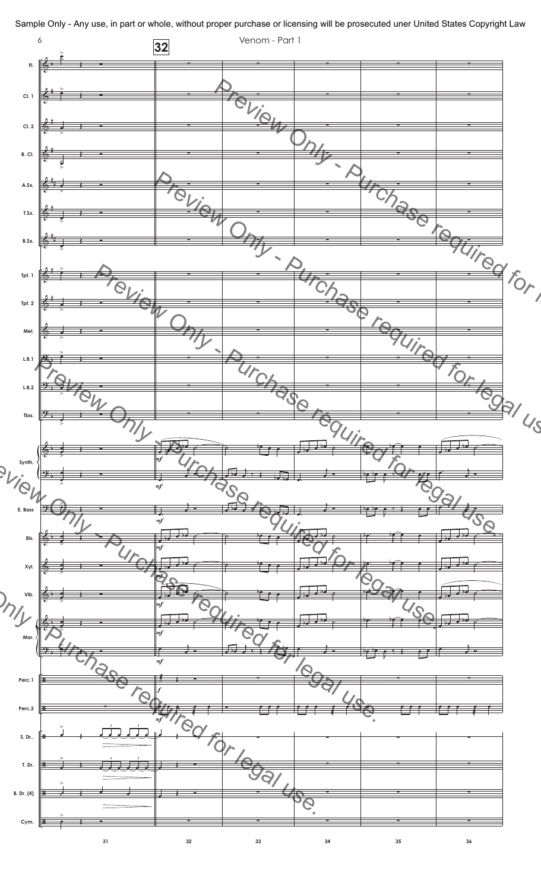Sample Only - Any use, in part or whole, without proper purchase or licensing will be prosecuted uner United States Copyright Law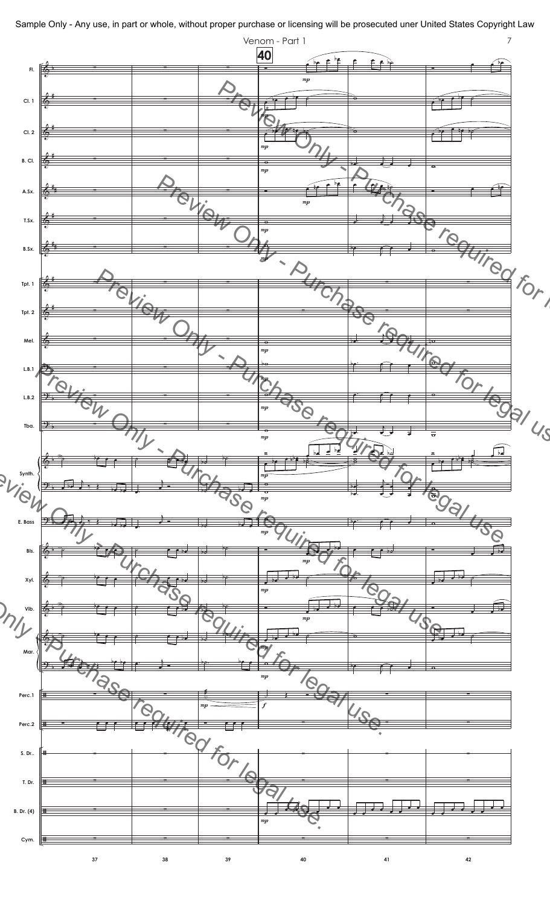Sample Only - Any use, in part or whole, without proper purchase or licensing will be prosecuted uner United States Copyright Law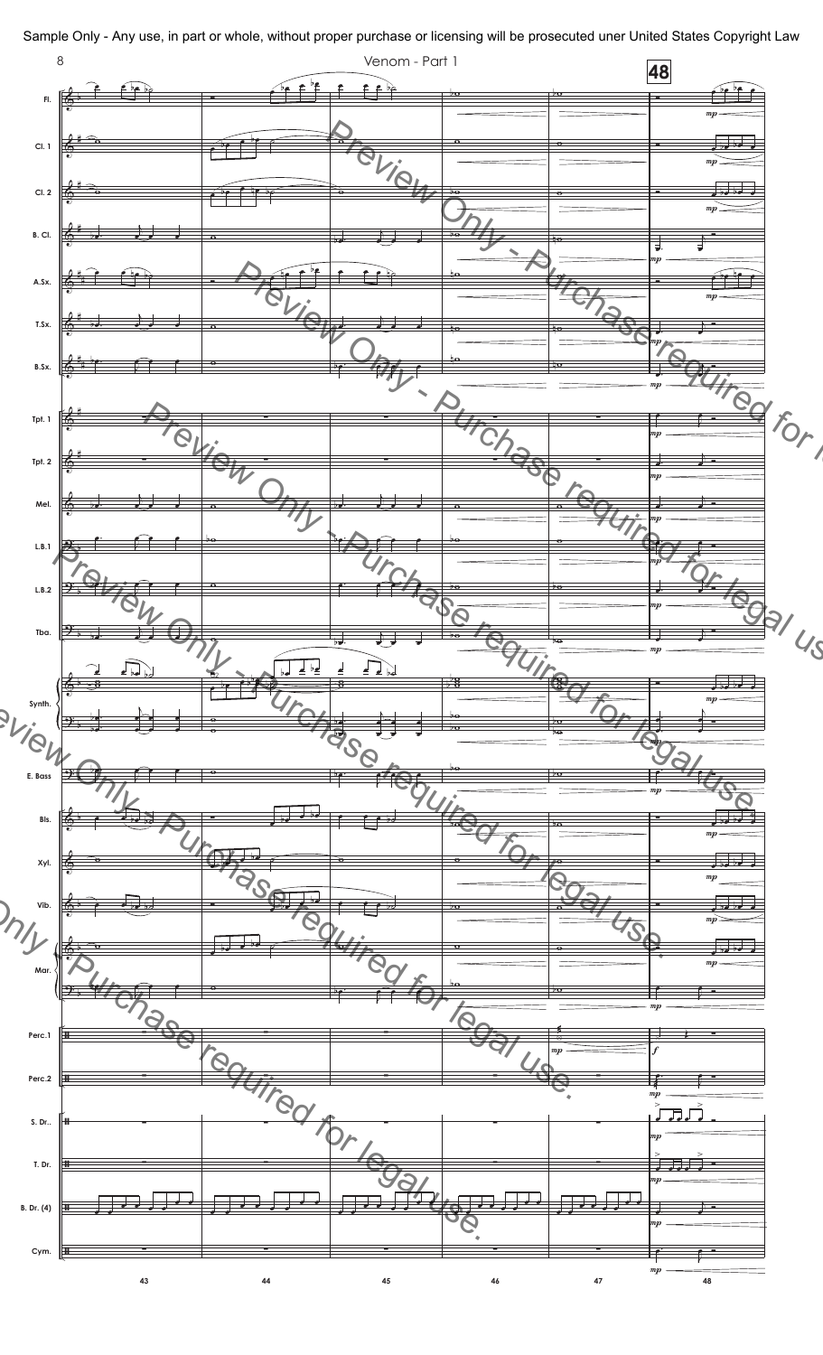Sample Only - Any use, in part or whole, without proper purchase or licensing will be prosecuted uner United States Copyright Law

Venom - Part 1

Preview Only - Purchase required for legal use.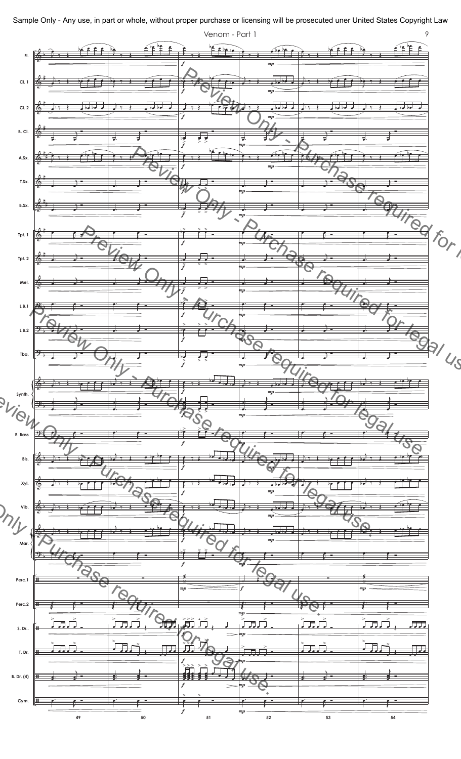Sample Only - Any use, in part or whole, without proper purchase or licensing will be prosecuted uner United States Copyright Law

Venom - Part 1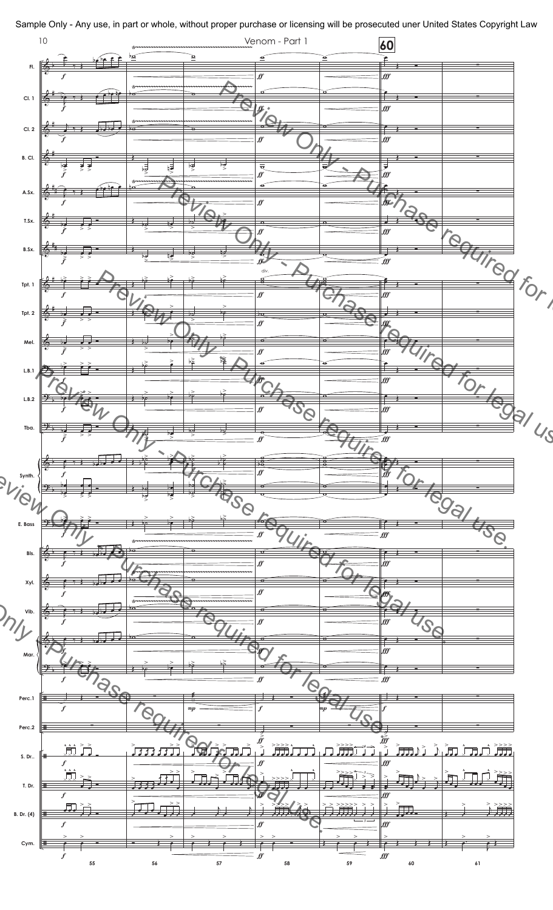Sample Only - Any use, in part or whole, without proper purchase or licensing will be prosecuted uner United States Copyright Law

Venom - Part 1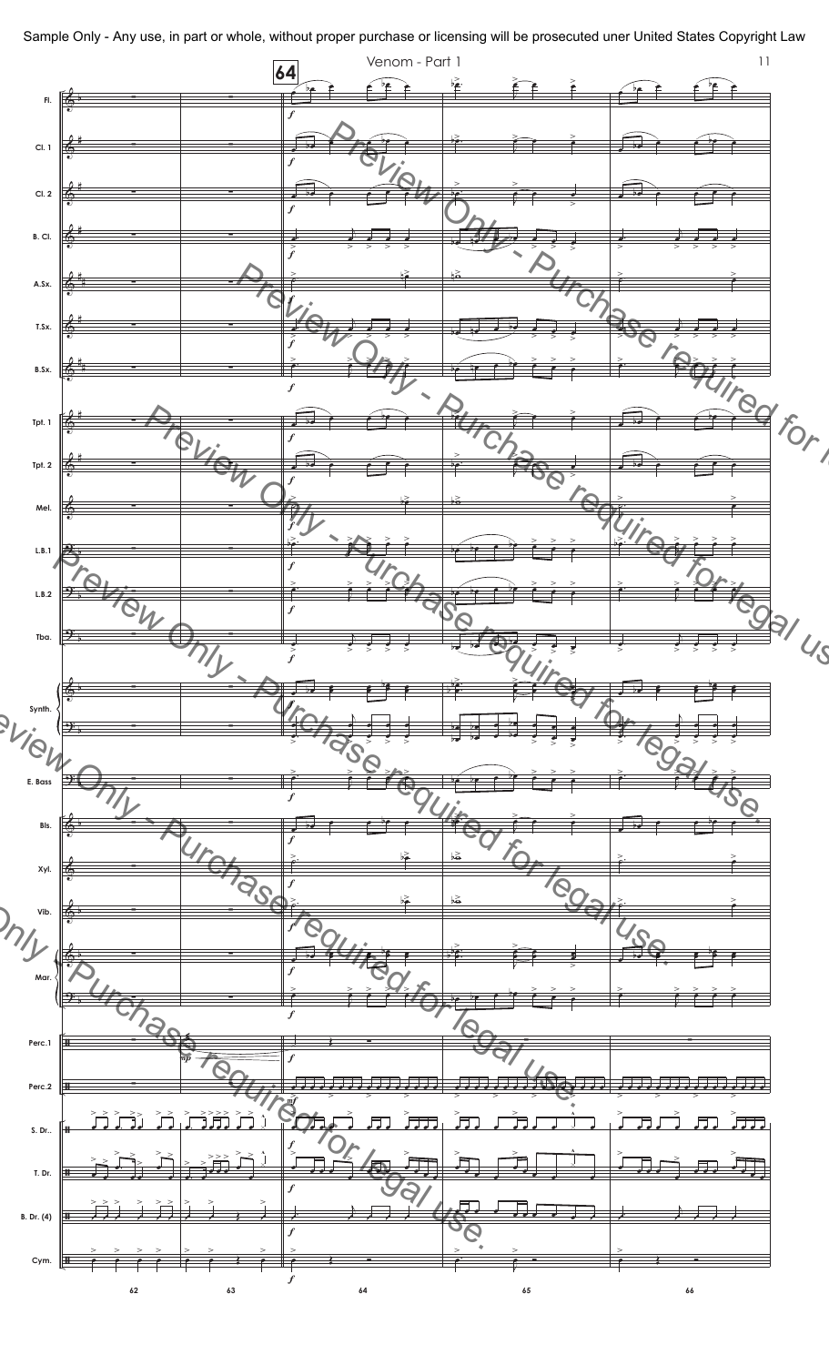Sample Only - Any use, in part or whole, without proper purchase or licensing will be prosecuted uner United States Copyright Law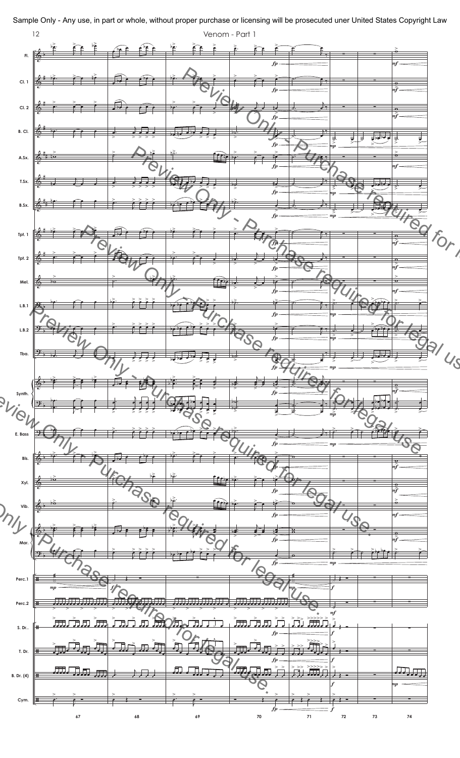Sample Only - Any use, in part or whole, without proper purchase or licensing will be prosecuted uner United States Copyright Law

Venom - Part 1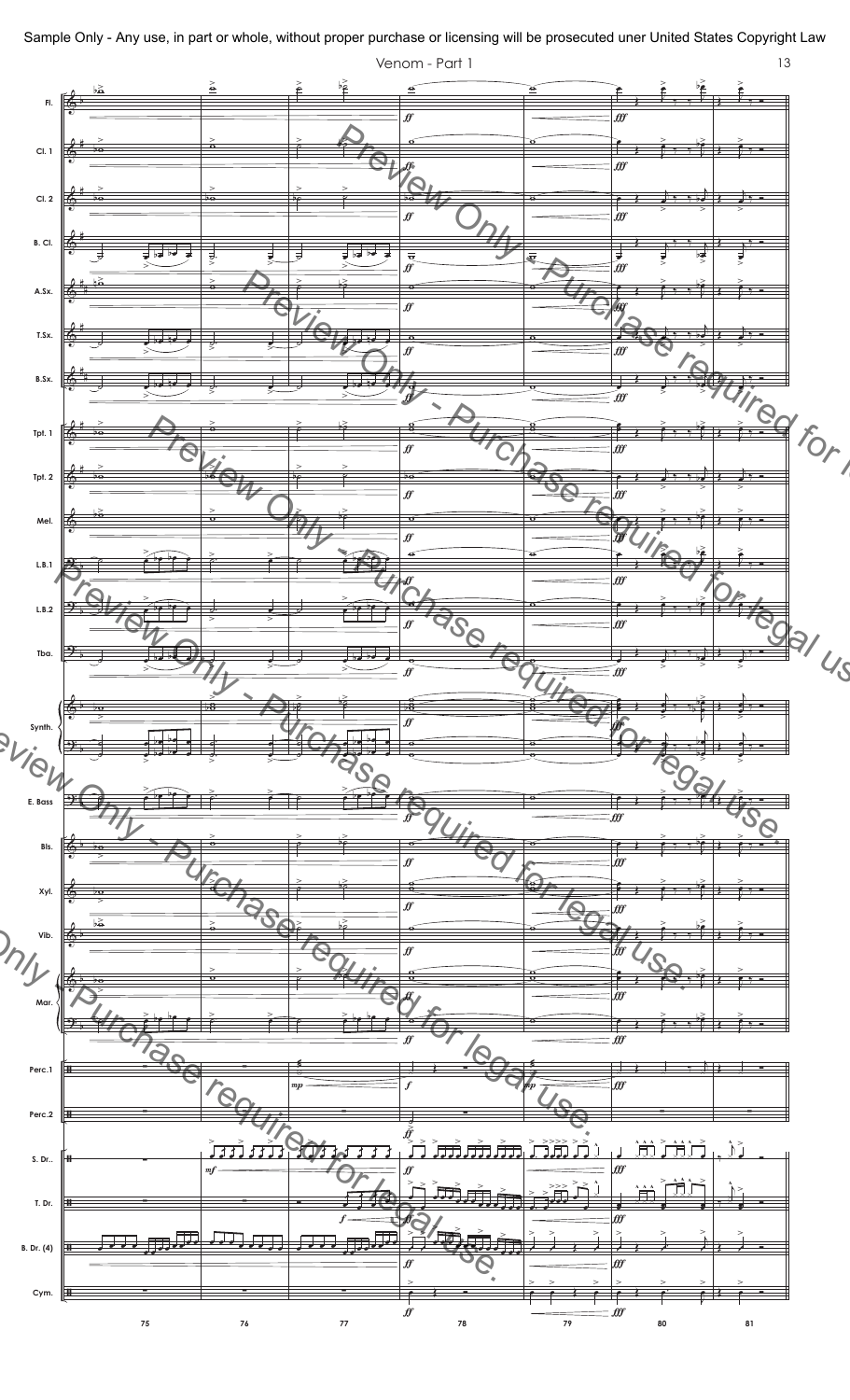Sample Only - Any use, in part or whole, without proper purchase or licensing will be prosecuted uner United States Copyright Law

Venom - Part 1